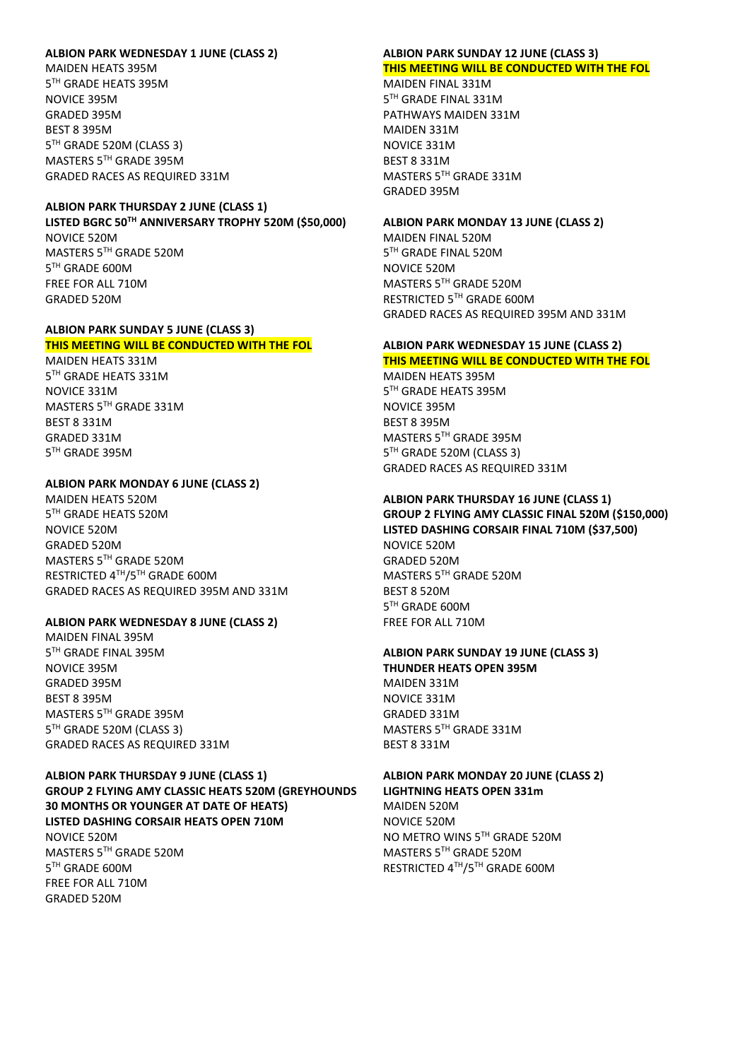**ALBION PARK WEDNESDAY 1 JUNE (CLASS 2)**

MAIDEN HEATS 395M
5TH GRADE HEATS 395M
NOVICE 395M
GRADED 395M
BEST 8 395M
5TH GRADE 520M (CLASS 3)
MASTERS 5TH GRADE 395M
GRADED RACES AS REQUIRED 331M

**ALBION PARK THURSDAY 2 JUNE (CLASS 1)**
**LISTED BGRC 50TH ANNIVERSARY TROPHY 520M ($50,000)**

NOVICE 520M
MASTERS 5TH GRADE 520M
5TH GRADE 600M
FREE FOR ALL 710M
GRADED 520M

**ALBION PARK SUNDAY 5 JUNE (CLASS 3)**
**THIS MEETING WILL BE CONDUCTED WITH THE FOL**

MAIDEN HEATS 331M
5TH GRADE HEATS 331M
NOVICE 331M
MASTERS 5TH GRADE 331M
BEST 8 331M
GRADED 331M
5TH GRADE 395M

**ALBION PARK MONDAY 6 JUNE (CLASS 2)**

MAIDEN HEATS 520M
5TH GRADE HEATS 520M
NOVICE 520M
GRADED 520M
MASTERS 5TH GRADE 520M
RESTRICTED 4TH/5TH GRADE 600M
GRADED RACES AS REQUIRED 395M AND 331M

**ALBION PARK WEDNESDAY 8 JUNE (CLASS 2)**

MAIDEN FINAL 395M
5TH GRADE FINAL 395M
NOVICE 395M
GRADED 395M
BEST 8 395M
MASTERS 5TH GRADE 395M
5TH GRADE 520M (CLASS 3)
GRADED RACES AS REQUIRED 331M

**ALBION PARK THURSDAY 9 JUNE (CLASS 1)**
**GROUP 2 FLYING AMY CLASSIC HEATS 520M (GREYHOUNDS 30 MONTHS OR YOUNGER AT DATE OF HEATS)**
**LISTED DASHING CORSAIR HEATS OPEN 710M**

NOVICE 520M
MASTERS 5TH GRADE 520M
5TH GRADE 600M
FREE FOR ALL 710M
GRADED 520M

**ALBION PARK SUNDAY 12 JUNE (CLASS 3)**
**THIS MEETING WILL BE CONDUCTED WITH THE FOL**

MAIDEN FINAL 331M
5TH GRADE FINAL 331M
PATHWAYS MAIDEN 331M
MAIDEN 331M
NOVICE 331M
BEST 8 331M
MASTERS 5TH GRADE 331M
GRADED 395M

**ALBION PARK MONDAY 13 JUNE (CLASS 2)**

MAIDEN FINAL 520M
5TH GRADE FINAL 520M
NOVICE 520M
MASTERS 5TH GRADE 520M
RESTRICTED 5TH GRADE 600M
GRADED RACES AS REQUIRED 395M AND 331M

**ALBION PARK WEDNESDAY 15 JUNE (CLASS 2)**
**THIS MEETING WILL BE CONDUCTED WITH THE FOL**

MAIDEN HEATS 395M
5TH GRADE HEATS 395M
NOVICE 395M
BEST 8 395M
MASTERS 5TH GRADE 395M
5TH GRADE 520M (CLASS 3)
GRADED RACES AS REQUIRED 331M

**ALBION PARK THURSDAY 16 JUNE (CLASS 1)**
**GROUP 2 FLYING AMY CLASSIC FINAL 520M ($150,000)**
**LISTED DASHING CORSAIR FINAL 710M ($37,500)**

NOVICE 520M
GRADED 520M
MASTERS 5TH GRADE 520M
BEST 8 520M
5TH GRADE 600M
FREE FOR ALL 710M

**ALBION PARK SUNDAY 19 JUNE (CLASS 3)**
**THUNDER HEATS OPEN 395M**

MAIDEN 331M
NOVICE 331M
GRADED 331M
MASTERS 5TH GRADE 331M
BEST 8 331M

**ALBION PARK MONDAY 20 JUNE (CLASS 2)**
**LIGHTNING HEATS OPEN 331m**

MAIDEN 520M
NOVICE 520M
NO METRO WINS 5TH GRADE 520M
MASTERS 5TH GRADE 520M
RESTRICTED 4TH/5TH GRADE 600M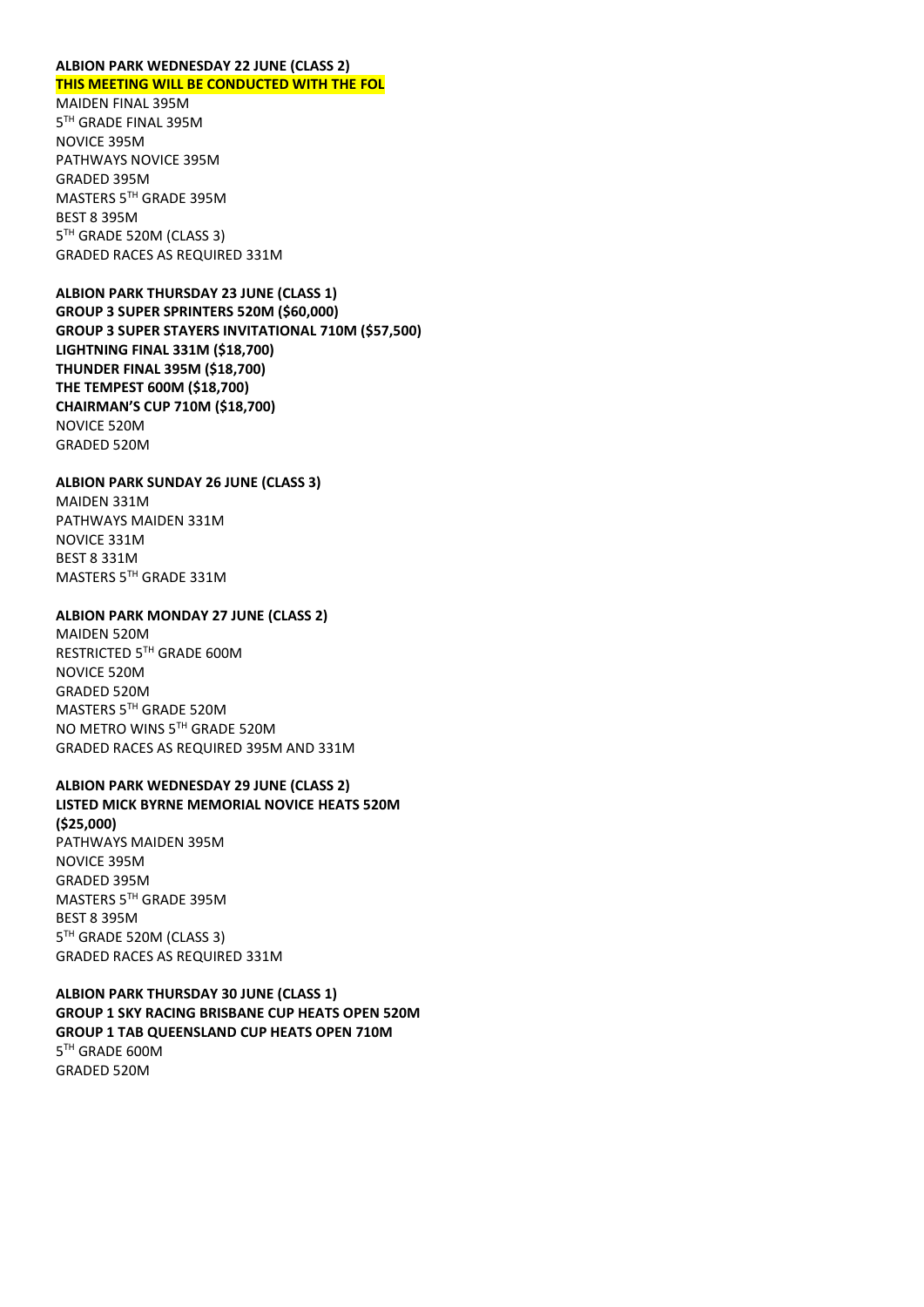**ALBION PARK WEDNESDAY 22 JUNE (CLASS 2)**
**THIS MEETING WILL BE CONDUCTED WITH THE FOL**
MAIDEN FINAL 395M
5TH GRADE FINAL 395M
NOVICE 395M
PATHWAYS NOVICE 395M
GRADED 395M
MASTERS 5TH GRADE 395M
BEST 8 395M
5TH GRADE 520M (CLASS 3)
GRADED RACES AS REQUIRED 331M

**ALBION PARK THURSDAY 23 JUNE (CLASS 1)**
**GROUP 3 SUPER SPRINTERS 520M ($60,000)**
**GROUP 3 SUPER STAYERS INVITATIONAL 710M ($57,500)**
**LIGHTNING FINAL 331M ($18,700)**
**THUNDER FINAL 395M ($18,700)**
**THE TEMPEST 600M ($18,700)**
**CHAIRMAN'S CUP 710M ($18,700)**
NOVICE 520M
GRADED 520M

**ALBION PARK SUNDAY 26 JUNE (CLASS 3)**
MAIDEN 331M
PATHWAYS MAIDEN 331M
NOVICE 331M
BEST 8 331M
MASTERS 5TH GRADE 331M

**ALBION PARK MONDAY 27 JUNE (CLASS 2)**
MAIDEN 520M
RESTRICTED 5TH GRADE 600M
NOVICE 520M
GRADED 520M
MASTERS 5TH GRADE 520M
NO METRO WINS 5TH GRADE 520M
GRADED RACES AS REQUIRED 395M AND 331M

**ALBION PARK WEDNESDAY 29 JUNE (CLASS 2)**
**LISTED MICK BYRNE MEMORIAL NOVICE HEATS 520M ($25,000)**
PATHWAYS MAIDEN 395M
NOVICE 395M
GRADED 395M
MASTERS 5TH GRADE 395M
BEST 8 395M
5TH GRADE 520M (CLASS 3)
GRADED RACES AS REQUIRED 331M

**ALBION PARK THURSDAY 30 JUNE (CLASS 1)**
**GROUP 1 SKY RACING BRISBANE CUP HEATS OPEN 520M**
**GROUP 1 TAB QUEENSLAND CUP HEATS OPEN 710M**
5TH GRADE 600M
GRADED 520M